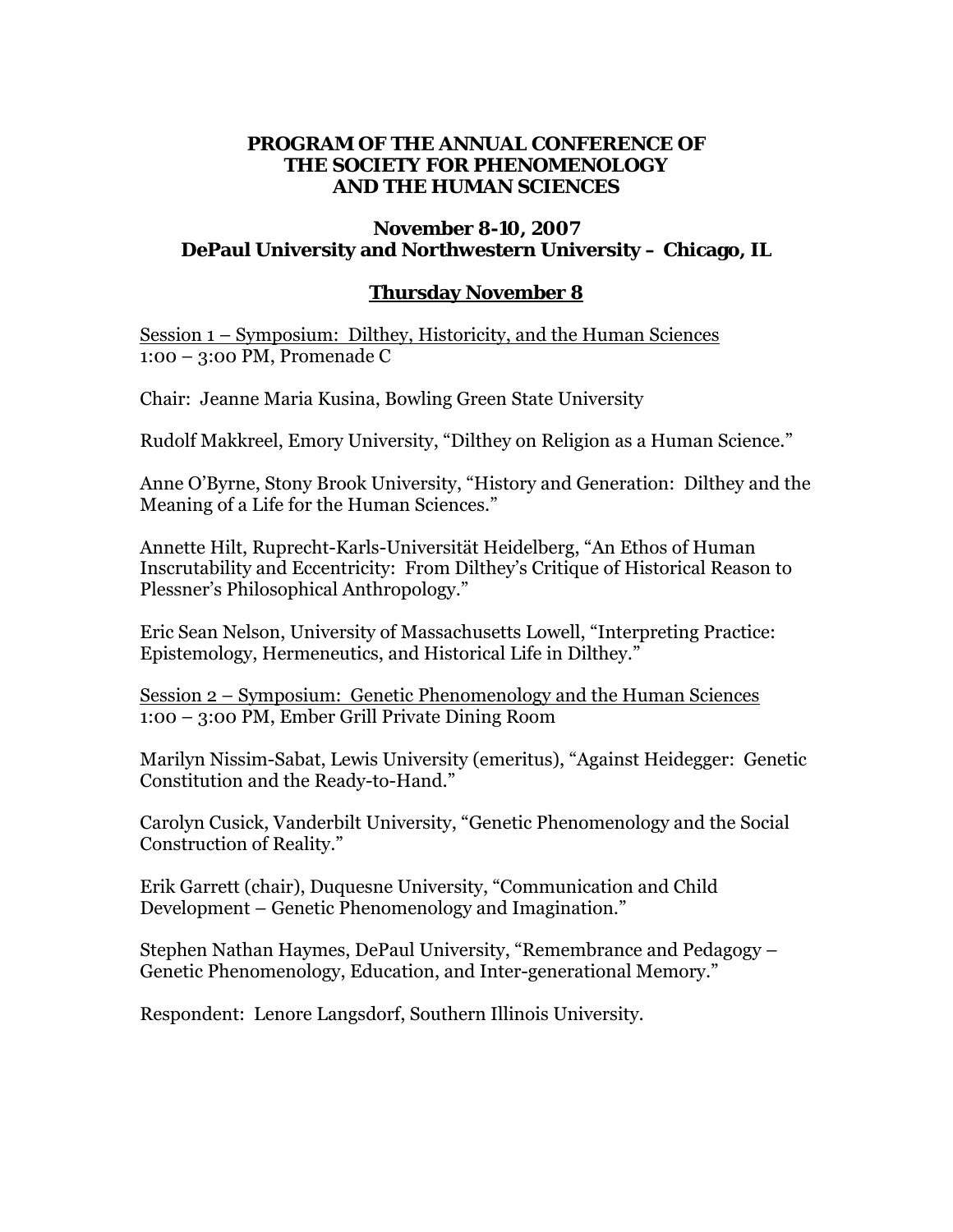# PROGRAM OF THE ANNUAL CONFERENCE OF THE SOCIETY FOR PHENOMENOLOGY AND THE HUMAN SCIENCES

## November 8-10, 2007
## DePaul University and Northwestern University – Chicago, IL

## Thursday November 8

Session 1 – Symposium: Dilthey, Historicity, and the Human Sciences
1:00 – 3:00 PM, Promenade C

Chair: Jeanne Maria Kusina, Bowling Green State University

Rudolf Makkreel, Emory University, "Dilthey on Religion as a Human Science."

Anne O'Byrne, Stony Brook University, "History and Generation: Dilthey and the Meaning of a Life for the Human Sciences."

Annette Hilt, Ruprecht-Karls-Universität Heidelberg, "An Ethos of Human Inscrutability and Eccentricity: From Dilthey's Critique of Historical Reason to Plessner's Philosophical Anthropology."

Eric Sean Nelson, University of Massachusetts Lowell, "Interpreting Practice: Epistemology, Hermeneutics, and Historical Life in Dilthey."

Session 2 – Symposium: Genetic Phenomenology and the Human Sciences
1:00 – 3:00 PM, Ember Grill Private Dining Room

Marilyn Nissim-Sabat, Lewis University (emeritus), "Against Heidegger: Genetic Constitution and the Ready-to-Hand."

Carolyn Cusick, Vanderbilt University, "Genetic Phenomenology and the Social Construction of Reality."

Erik Garrett (chair), Duquesne University, "Communication and Child Development – Genetic Phenomenology and Imagination."

Stephen Nathan Haymes, DePaul University, "Remembrance and Pedagogy – Genetic Phenomenology, Education, and Inter-generational Memory."

Respondent: Lenore Langsdorf, Southern Illinois University.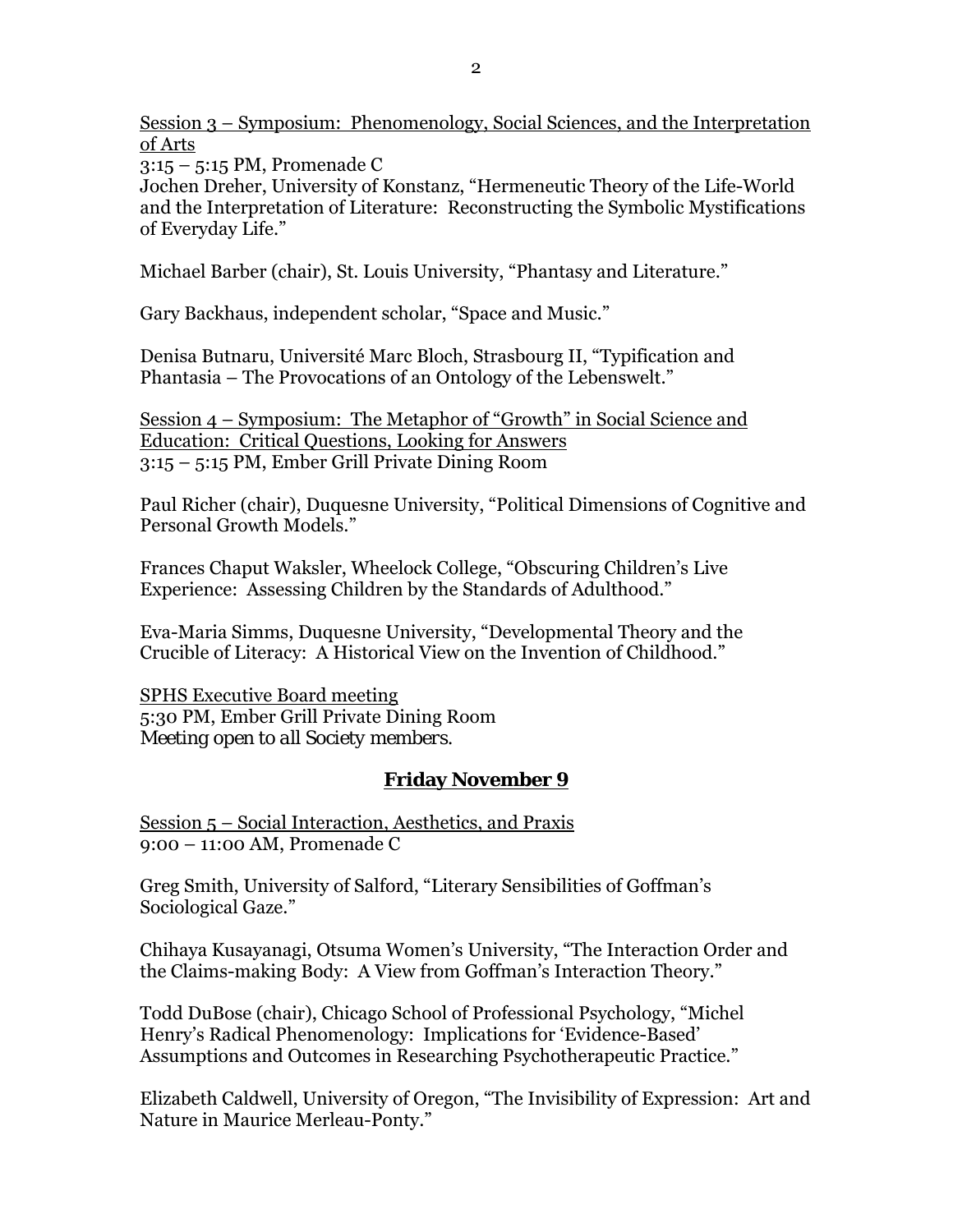Session 3 – Symposium: Phenomenology, Social Sciences, and the Interpretation of Arts
3:15 – 5:15 PM, Promenade C
Jochen Dreher, University of Konstanz, "Hermeneutic Theory of the Life-World and the Interpretation of Literature: Reconstructing the Symbolic Mystifications of Everyday Life."

Michael Barber (chair), St. Louis University, "Phantasy and Literature."

Gary Backhaus, independent scholar, "Space and Music."

Denisa Butnaru, Université Marc Bloch, Strasbourg II, "Typification and Phantasia – The Provocations of an Ontology of the Lebenswelt."

Session 4 – Symposium: The Metaphor of "Growth" in Social Science and Education: Critical Questions, Looking for Answers
3:15 – 5:15 PM, Ember Grill Private Dining Room

Paul Richer (chair), Duquesne University, "Political Dimensions of Cognitive and Personal Growth Models."

Frances Chaput Waksler, Wheelock College, "Obscuring Children's Live Experience: Assessing Children by the Standards of Adulthood."

Eva-Maria Simms, Duquesne University, "Developmental Theory and the Crucible of Literacy: A Historical View on the Invention of Childhood."

SPHS Executive Board meeting
5:30 PM, Ember Grill Private Dining Room
*Meeting open to all Society members.*

## **Friday November 9**

Session 5 – Social Interaction, Aesthetics, and Praxis
9:00 – 11:00 AM, Promenade C

Greg Smith, University of Salford, "Literary Sensibilities of Goffman's Sociological Gaze."

Chihaya Kusayanagi, Otsuma Women's University, "The Interaction Order and the Claims-making Body: A View from Goffman's Interaction Theory."

Todd DuBose (chair), Chicago School of Professional Psychology, "Michel Henry's Radical Phenomenology: Implications for 'Evidence-Based' Assumptions and Outcomes in Researching Psychotherapeutic Practice."

Elizabeth Caldwell, University of Oregon, "The Invisibility of Expression: Art and Nature in Maurice Merleau-Ponty."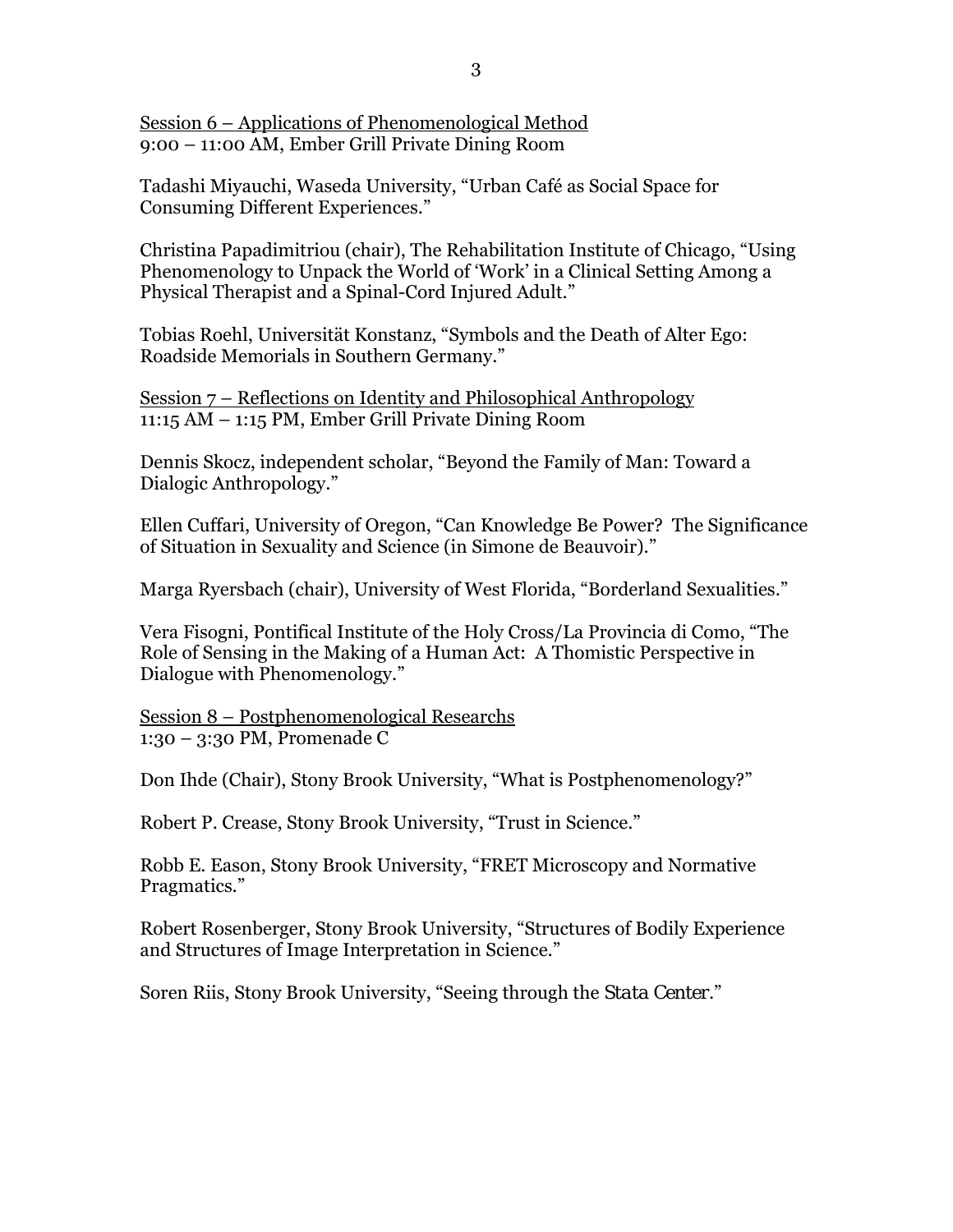<u>Session 6 – Applications of Phenomenological Method</u>
9:00 – 11:00 AM, Ember Grill Private Dining Room

Tadashi Miyauchi, Waseda University, "Urban Café as Social Space for Consuming Different Experiences."

Christina Papadimitriou (chair), The Rehabilitation Institute of Chicago, "Using Phenomenology to Unpack the World of 'Work' in a Clinical Setting Among a Physical Therapist and a Spinal-Cord Injured Adult."

Tobias Roehl, Universität Konstanz, "Symbols and the Death of Alter Ego: Roadside Memorials in Southern Germany."

<u>Session 7 – Reflections on Identity and Philosophical Anthropology</u>
11:15 AM – 1:15 PM, Ember Grill Private Dining Room

Dennis Skocz, independent scholar, "Beyond the Family of Man: Toward a Dialogic Anthropology."

Ellen Cuffari, University of Oregon, "Can Knowledge Be Power? The Significance of Situation in Sexuality and Science (in Simone de Beauvoir)."

Marga Ryersbach (chair), University of West Florida, "Borderland Sexualities."

Vera Fisogni, Pontifical Institute of the Holy Cross/La Provincia di Como, "The Role of Sensing in the Making of a Human Act: A Thomistic Perspective in Dialogue with Phenomenology."

<u>Session 8 – Postphenomenological Researchs</u>
1:30 – 3:30 PM, Promenade C

Don Ihde (Chair), Stony Brook University, "What is Postphenomenology?"

Robert P. Crease, Stony Brook University, "Trust in Science."

Robb E. Eason, Stony Brook University, "FRET Microscopy and Normative Pragmatics."

Robert Rosenberger, Stony Brook University, "Structures of Bodily Experience and Structures of Image Interpretation in Science."

Soren Riis, Stony Brook University, "Seeing through the *Stata Center*."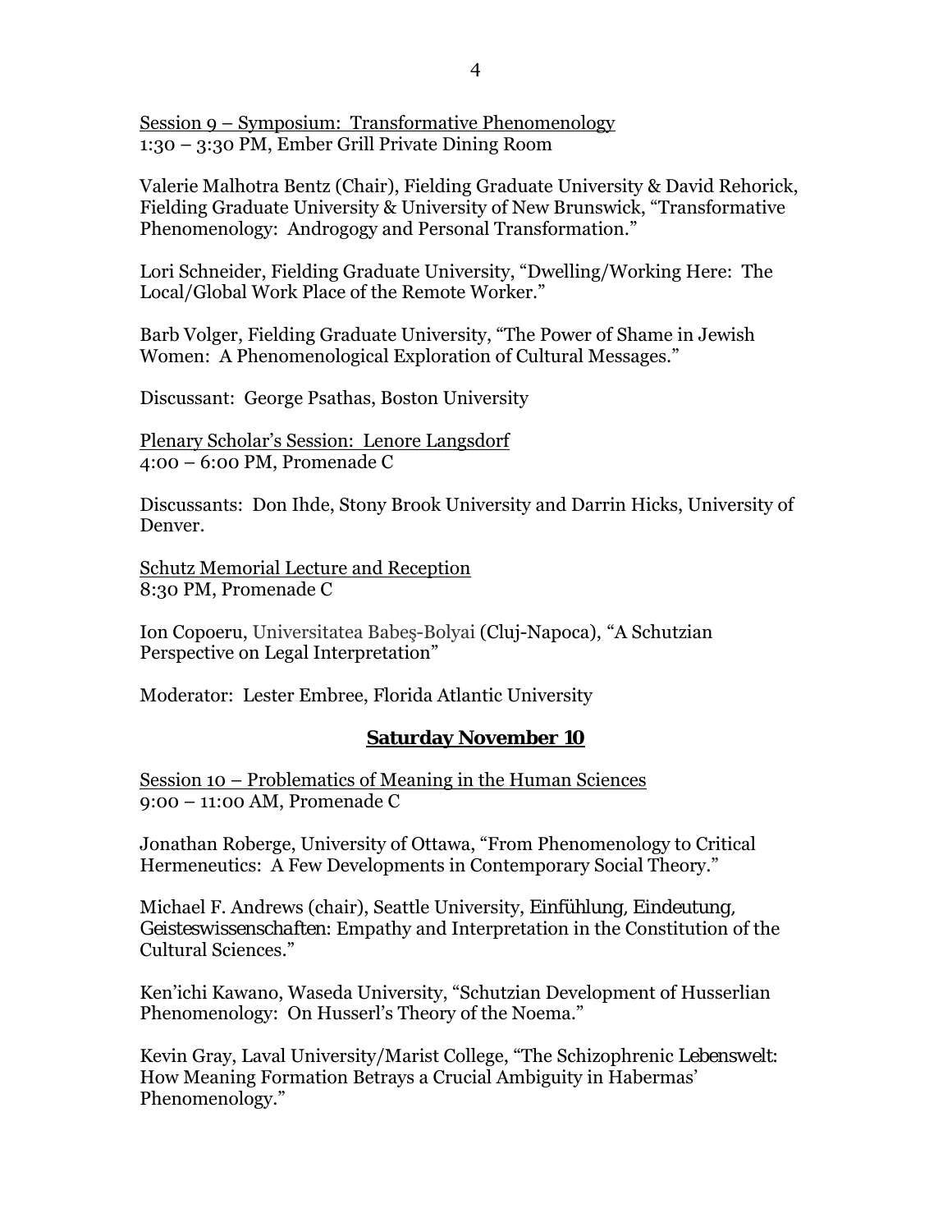<u>Session 9 – Symposium: Transformative Phenomenology</u>
1:30 – 3:30 PM, Ember Grill Private Dining Room

Valerie Malhotra Bentz (Chair), Fielding Graduate University & David Rehorick, Fielding Graduate University & University of New Brunswick, "Transformative Phenomenology: Androgogy and Personal Transformation."

Lori Schneider, Fielding Graduate University, "Dwelling/Working Here: The Local/Global Work Place of the Remote Worker."

Barb Volger, Fielding Graduate University, "The Power of Shame in Jewish Women: A Phenomenological Exploration of Cultural Messages."

Discussant: George Psathas, Boston University

<u>Plenary Scholar's Session: Lenore Langsdorf</u>
4:00 – 6:00 PM, Promenade C

Discussants: Don Ihde, Stony Brook University and Darrin Hicks, University of Denver.

<u>Schutz Memorial Lecture and Reception</u>
8:30 PM, Promenade C

Ion Copoeru, Universitatea Babeş-Bolyai (Cluj-Napoca), "A Schutzian Perspective on Legal Interpretation"

Moderator: Lester Embree, Florida Atlantic University

## Saturday November 10

<u>Session 10 – Problematics of Meaning in the Human Sciences</u>
9:00 – 11:00 AM, Promenade C

Jonathan Roberge, University of Ottawa, "From Phenomenology to Critical Hermeneutics: A Few Developments in Contemporary Social Theory."

Michael F. Andrews (chair), Seattle University, *Einfühlung, Eindeutung, Geisteswissenschaften*: Empathy and Interpretation in the Constitution of the Cultural Sciences."

Ken'ichi Kawano, Waseda University, "Schutzian Development of Husserlian Phenomenology: On Husserl's Theory of the Noema."

Kevin Gray, Laval University/Marist College, "The Schizophrenic *Lebenswelt*: How Meaning Formation Betrays a Crucial Ambiguity in Habermas' Phenomenology."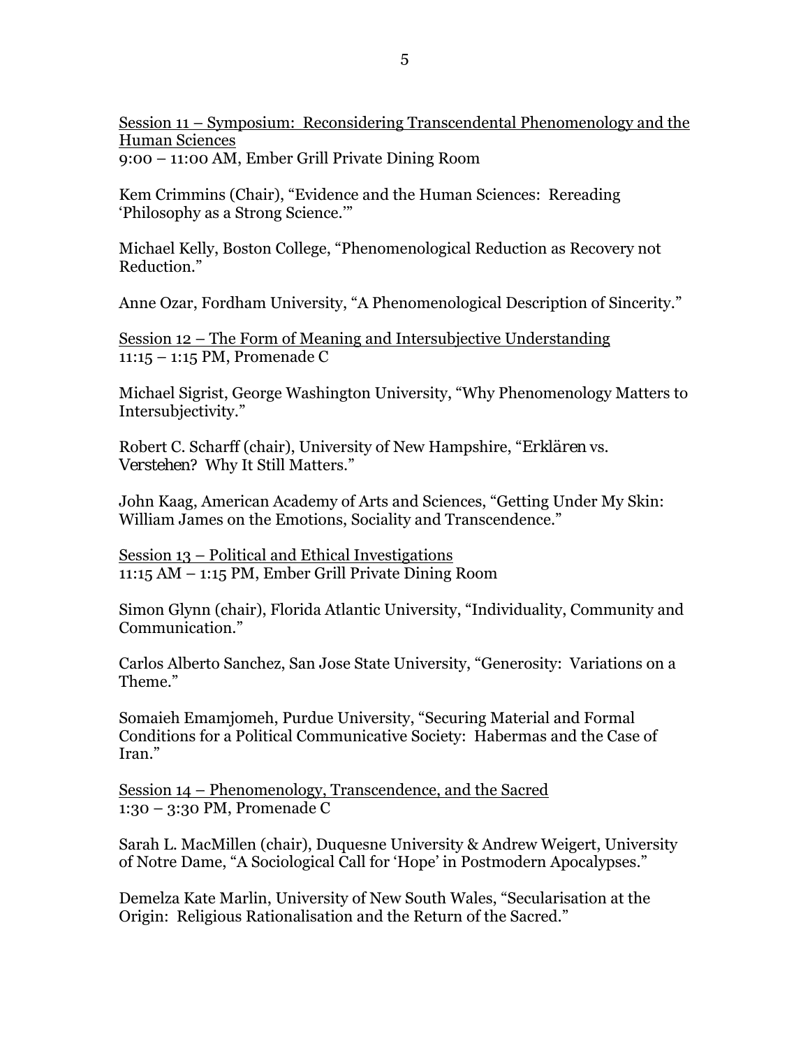<u>Session 11 – Symposium: Reconsidering Transcendental Phenomenology and the Human Sciences</u>
9:00 – 11:00 AM, Ember Grill Private Dining Room

Kem Crimmins (Chair), "Evidence and the Human Sciences: Rereading 'Philosophy as a Strong Science.'"

Michael Kelly, Boston College, "Phenomenological Reduction as Recovery not Reduction."

Anne Ozar, Fordham University, "A Phenomenological Description of Sincerity."

<u>Session 12 – The Form of Meaning and Intersubjective Understanding</u>
11:15 – 1:15 PM, Promenade C

Michael Sigrist, George Washington University, "Why Phenomenology Matters to Intersubjectivity."

Robert C. Scharff (chair), University of New Hampshire, "*Erklären* vs. *Verstehen*? Why It Still Matters."

John Kaag, American Academy of Arts and Sciences, "Getting Under My Skin: William James on the Emotions, Sociality and Transcendence."

<u>Session 13 – Political and Ethical Investigations</u>
11:15 AM – 1:15 PM, Ember Grill Private Dining Room

Simon Glynn (chair), Florida Atlantic University, "Individuality, Community and Communication."

Carlos Alberto Sanchez, San Jose State University, "Generosity: Variations on a Theme."

Somaieh Emamjomeh, Purdue University, "Securing Material and Formal Conditions for a Political Communicative Society: Habermas and the Case of Iran."

<u>Session 14 – Phenomenology, Transcendence, and the Sacred</u>
1:30 – 3:30 PM, Promenade C

Sarah L. MacMillen (chair), Duquesne University & Andrew Weigert, University of Notre Dame, "A Sociological Call for 'Hope' in Postmodern Apocalypses."

Demelza Kate Marlin, University of New South Wales, "Secularisation at the Origin: Religious Rationalisation and the Return of the Sacred."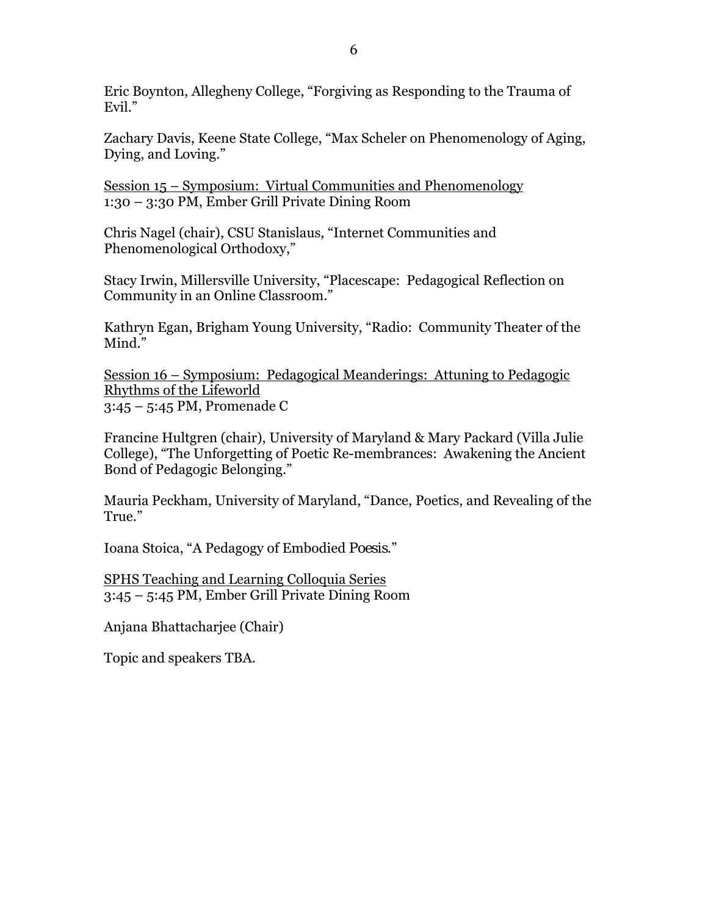Eric Boynton, Allegheny College, "Forgiving as Responding to the Trauma of Evil."

Zachary Davis, Keene State College, "Max Scheler on Phenomenology of Aging, Dying, and Loving."

Session 15 – Symposium: Virtual Communities and Phenomenology
1:30 – 3:30 PM, Ember Grill Private Dining Room

Chris Nagel (chair), CSU Stanislaus, "Internet Communities and Phenomenological Orthodoxy,"

Stacy Irwin, Millersville University, "Placescape: Pedagogical Reflection on Community in an Online Classroom."

Kathryn Egan, Brigham Young University, "Radio: Community Theater of the Mind."

Session 16 – Symposium: Pedagogical Meanderings: Attuning to Pedagogic Rhythms of the Lifeworld
3:45 – 5:45 PM, Promenade C

Francine Hultgren (chair), University of Maryland & Mary Packard (Villa Julie College), "The Unforgetting of Poetic Re-membrances: Awakening the Ancient Bond of Pedagogic Belonging."

Mauria Peckham, University of Maryland, "Dance, Poetics, and Revealing of the True."

Ioana Stoica, "A Pedagogy of Embodied *Poesis*."

SPHS Teaching and Learning Colloquia Series
3:45 – 5:45 PM, Ember Grill Private Dining Room

Anjana Bhattacharjee (Chair)

Topic and speakers TBA.